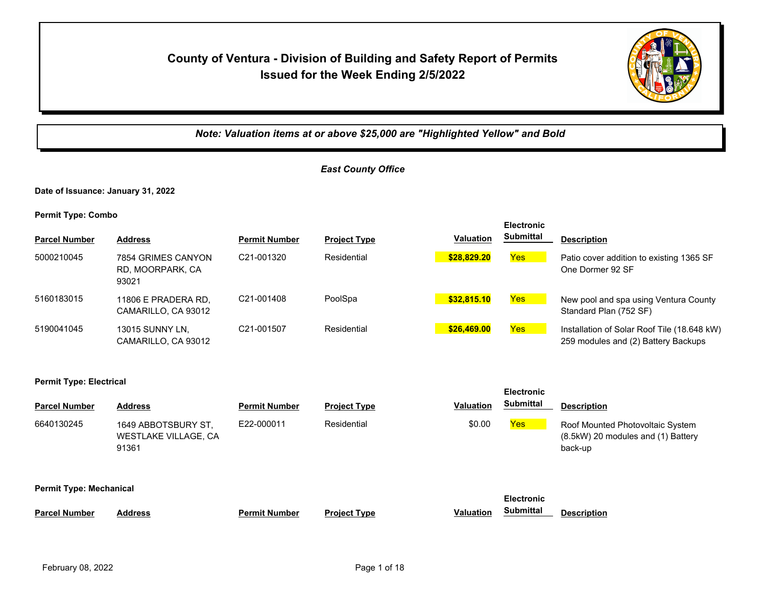# County of Ventura - Division of Building and Safety Report of Permits Issued for the Week Ending 2/5/2022

*Note: Valuation items at or above $25,000 are "Highlighted Yellow" and Bold*

*East County Office*

**Date of Issuance: January 31, 2022**

**Permit Type: Combo**

| Parcel Number | Address | Permit Number | Project Type | Valuation | Electronic Submittal | Description |
|---|---|---|---|---|---|---|
| 5000210045 | 7854 GRIMES CANYON RD, MOORPARK, CA 93021 | C21-001320 | Residential | **$28,829.20** | Yes | Patio cover addition to existing 1365 SF One Dormer 92 SF |
| 5160183015 | 11806 E PRADERA RD, CAMARILLO, CA 93012 | C21-001408 | PoolSpa | **$32,815.10** | Yes | New pool and spa using Ventura County Standard Plan (752 SF) |
| 5190041045 | 13015 SUNNY LN, CAMARILLO, CA 93012 | C21-001507 | Residential | **$26,469.00** | Yes | Installation of Solar Roof Tile (18.648 kW) 259 modules and (2) Battery Backups |

**Permit Type: Electrical**

| Parcel Number | Address | Permit Number | Project Type | Valuation | Electronic Submittal | Description |
|---|---|---|---|---|---|---|
| 6640130245 | 1649 ABBOTSBURY ST, WESTLAKE VILLAGE, CA 91361 | E22-000011 | Residential | $0.00 | Yes | Roof Mounted Photovoltaic System (8.5kW) 20 modules and (1) Battery back-up |

**Permit Type: Mechanical**

| Parcel Number | Address | Permit Number | Project Type | Valuation | Electronic Submittal | Description |
|---|---|---|---|---|---|---|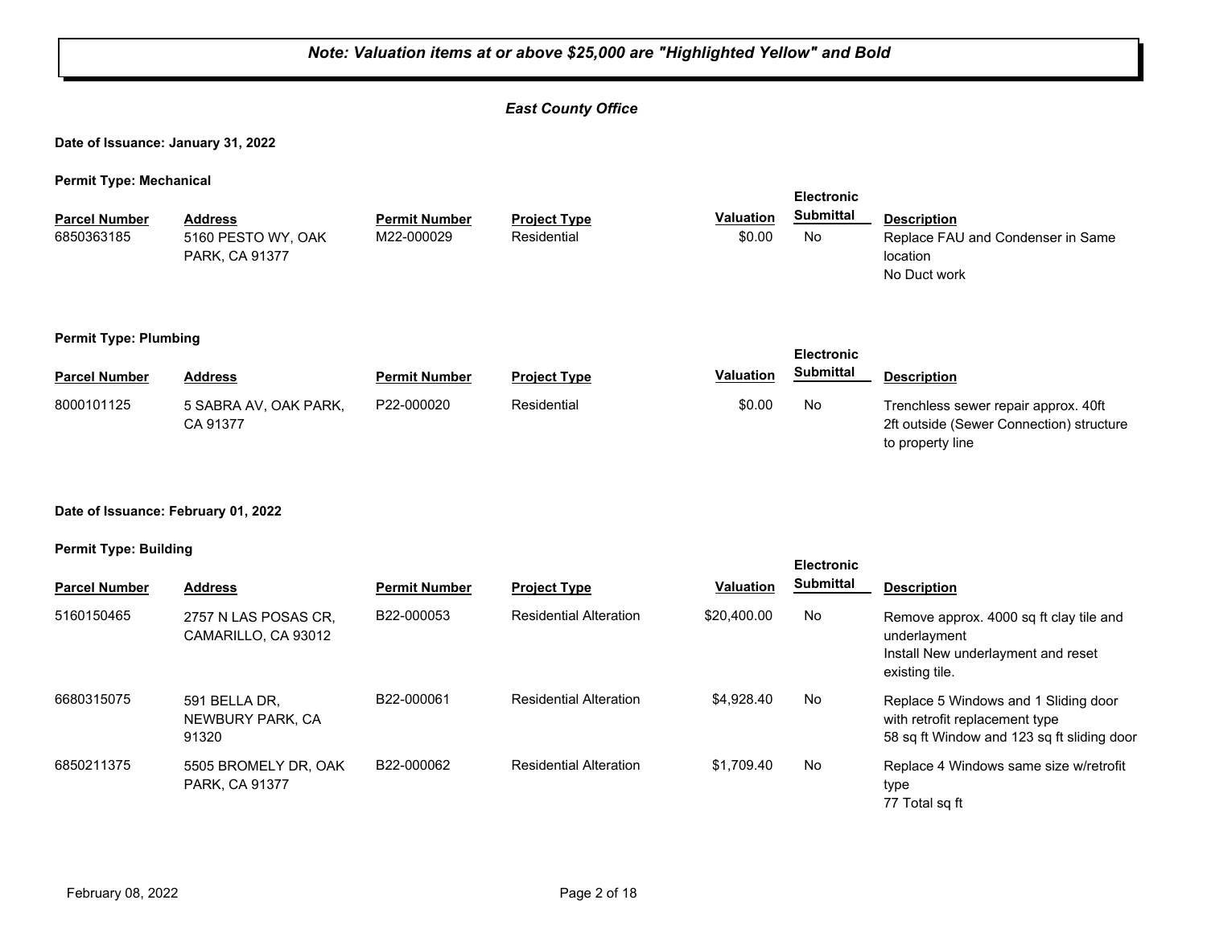***Note: Valuation items at or above $25,000 are "Highlighted Yellow" and Bold***

## *East County Office*

**Date of Issuance: January 31, 2022**

**Permit Type: Mechanical**

| Parcel Number | Address | Permit Number | Project Type | Valuation | Electronic Submittal | Description |
|---|---|---|---|---|---|---|
| 6850363185 | 5160 PESTO WY, OAK PARK, CA 91377 | M22-000029 | Residential | $0.00 | No | Replace FAU and Condenser in Same location<br>No Duct work |

**Permit Type: Plumbing**

| Parcel Number | Address | Permit Number | Project Type | Valuation | Electronic Submittal | Description |
|---|---|---|---|---|---|---|
| 8000101125 | 5 SABRA AV, OAK PARK, CA 91377 | P22-000020 | Residential | $0.00 | No | Trenchless sewer repair approx. 40ft<br>2ft outside (Sewer Connection) structure to property line |

**Date of Issuance: February 01, 2022**

**Permit Type: Building**

| Parcel Number | Address | Permit Number | Project Type | Valuation | Electronic Submittal | Description |
|---|---|---|---|---|---|---|
| 5160150465 | 2757 N LAS POSAS CR, CAMARILLO, CA 93012 | B22-000053 | Residential Alteration | $20,400.00 | No | Remove approx. 4000 sq ft clay tile and underlayment<br>Install New underlayment and reset existing tile. |
| 6680315075 | 591 BELLA DR, NEWBURY PARK, CA 91320 | B22-000061 | Residential Alteration | $4,928.40 | No | Replace 5 Windows and 1 Sliding door with retrofit replacement type<br>58 sq ft Window and 123 sq ft sliding door |
| 6850211375 | 5505 BROMELY DR, OAK PARK, CA 91377 | B22-000062 | Residential Alteration | $1,709.40 | No | Replace 4 Windows same size w/retrofit type<br>77 Total sq ft |

February 08, 2022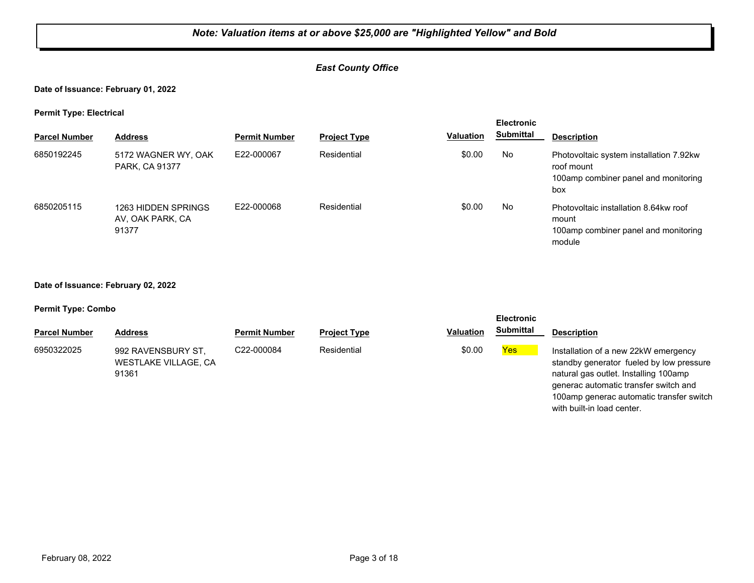***Note: Valuation items at or above $25,000 are "Highlighted Yellow" and Bold***

***East County Office***

**Date of Issuance: February 01, 2022**

**Permit Type: Electrical**

| Parcel Number | Address | Permit Number | Project Type | Valuation | Electronic Submittal | Description |
|---|---|---|---|---|---|---|
| 6850192245 | 5172 WAGNER WY, OAK PARK, CA 91377 | E22-000067 | Residential | $0.00 | No | Photovoltaic system installation 7.92kw roof mount<br>100amp combiner panel and monitoring box |
| 6850205115 | 1263 HIDDEN SPRINGS AV, OAK PARK, CA 91377 | E22-000068 | Residential | $0.00 | No | Photovoltaic installation 8.64kw roof mount<br>100amp combiner panel and monitoring module |

**Date of Issuance: February 02, 2022**

**Permit Type: Combo**

| Parcel Number | Address | Permit Number | Project Type | Valuation | Electronic Submittal | Description |
|---|---|---|---|---|---|---|
| 6950322025 | 992 RAVENSBURY ST, WESTLAKE VILLAGE, CA 91361 | C22-000084 | Residential | $0.00 | Yes | Installation of a new 22kW emergency standby generator fueled by low pressure natural gas outlet. Installing 100amp generac automatic transfer switch and 100amp generac automatic transfer switch with built-in load center. |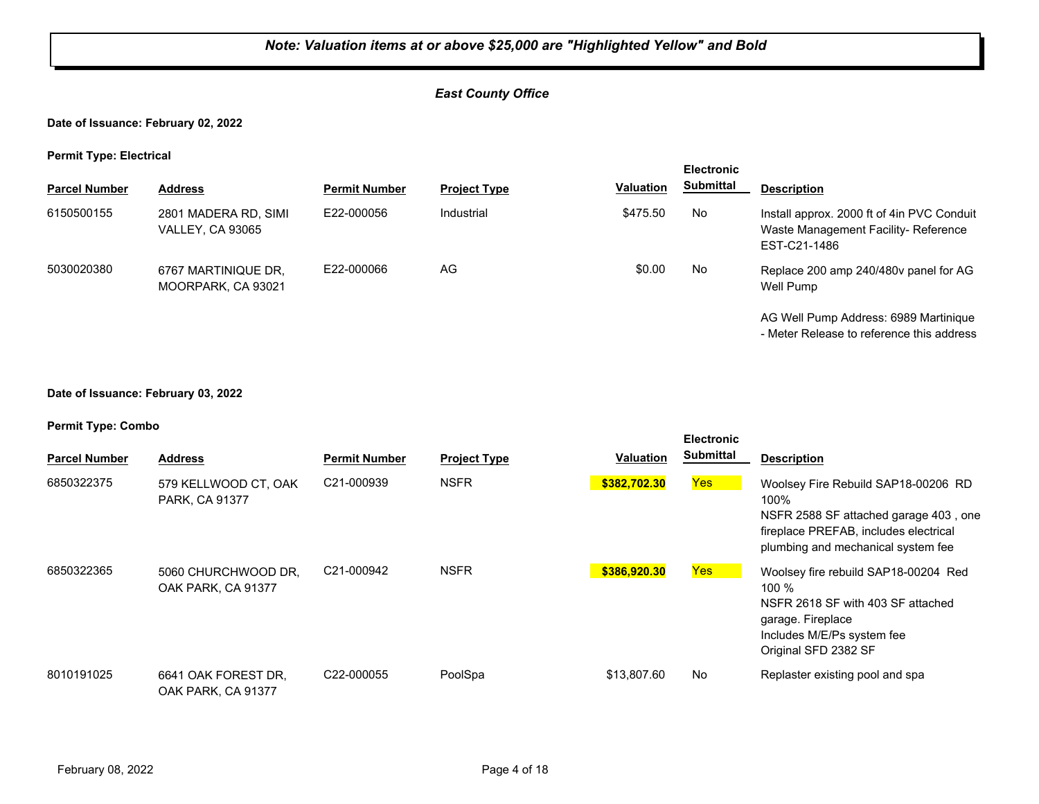***Note: Valuation items at or above $25,000 are "Highlighted Yellow" and Bold***

***East County Office***

**Date of Issuance: February 02, 2022**

**Permit Type: Electrical**

| Parcel Number | Address | Permit Number | Project Type | Valuation | Electronic Submittal | Description |
|---|---|---|---|---|---|---|
| 6150500155 | 2801 MADERA RD, SIMI VALLEY, CA 93065 | E22-000056 | Industrial | $475.50 | No | Install approx. 2000 ft of 4in PVC Conduit Waste Management Facility- Reference EST-C21-1486 |
| 5030020380 | 6767 MARTINIQUE DR, MOORPARK, CA 93021 | E22-000066 | AG | $0.00 | No | Replace 200 amp 240/480v panel for AG Well Pump<br><br>AG Well Pump Address: 6989 Martinique - Meter Release to reference this address |

**Date of Issuance: February 03, 2022**

**Permit Type: Combo**

| Parcel Number | Address | Permit Number | Project Type | Valuation | Electronic Submittal | Description |
|---|---|---|---|---|---|---|
| 6850322375 | 579 KELLWOOD CT, OAK PARK, CA 91377 | C21-000939 | NSFR | **$382,702.30** | Yes | Woolsey Fire Rebuild SAP18-00206 RD 100%<br>NSFR 2588 SF attached garage 403 , one fireplace PREFAB, includes electrical plumbing and mechanical system fee |
| 6850322365 | 5060 CHURCHWOOD DR, OAK PARK, CA 91377 | C21-000942 | NSFR | **$386,920.30** | Yes | Woolsey fire rebuild SAP18-00204 Red 100 %<br>NSFR 2618 SF with 403 SF attached garage. Fireplace<br>Includes M/E/Ps system fee<br>Original SFD 2382 SF |
| 8010191025 | 6641 OAK FOREST DR, OAK PARK, CA 91377 | C22-000055 | PoolSpa | $13,807.60 | No | Replaster existing pool and spa |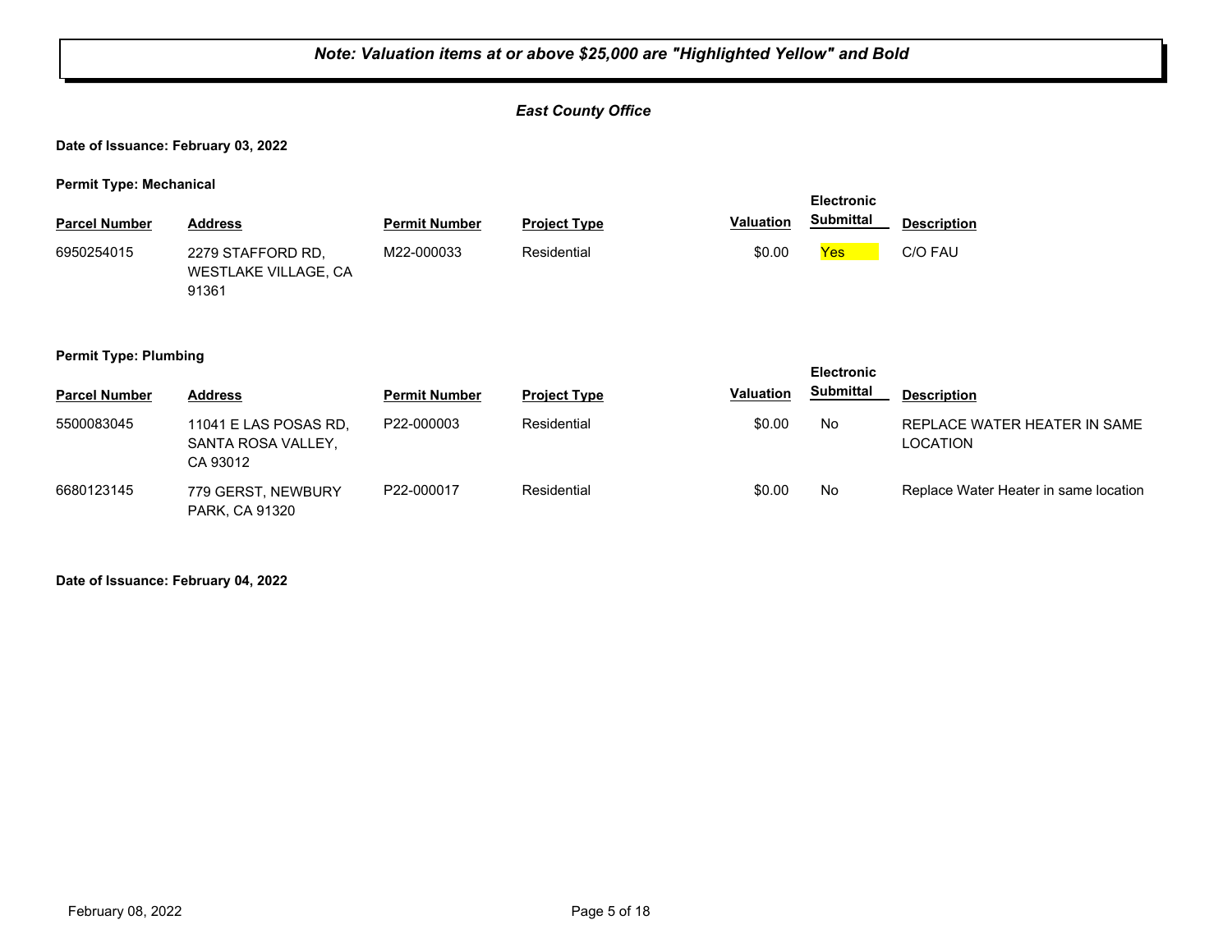***Note: Valuation items at or above $25,000 are "Highlighted Yellow" and Bold***

***East County Office***

**Date of Issuance: February 03, 2022**

**Permit Type: Mechanical**

| Parcel Number | Address | Permit Number | Project Type | Valuation | Electronic Submittal | Description |
|---|---|---|---|---|---|---|
| 6950254015 | 2279 STAFFORD RD, WESTLAKE VILLAGE, CA 91361 | M22-000033 | Residential | $0.00 | Yes | C/O FAU |

**Permit Type: Plumbing**

| Parcel Number | Address | Permit Number | Project Type | Valuation | Electronic Submittal | Description |
|---|---|---|---|---|---|---|
| 5500083045 | 11041 E LAS POSAS RD, SANTA ROSA VALLEY, CA 93012 | P22-000003 | Residential | $0.00 | No | REPLACE WATER HEATER IN SAME LOCATION |
| 6680123145 | 779 GERST, NEWBURY PARK, CA 91320 | P22-000017 | Residential | $0.00 | No | Replace Water Heater in same location |

**Date of Issuance: February 04, 2022**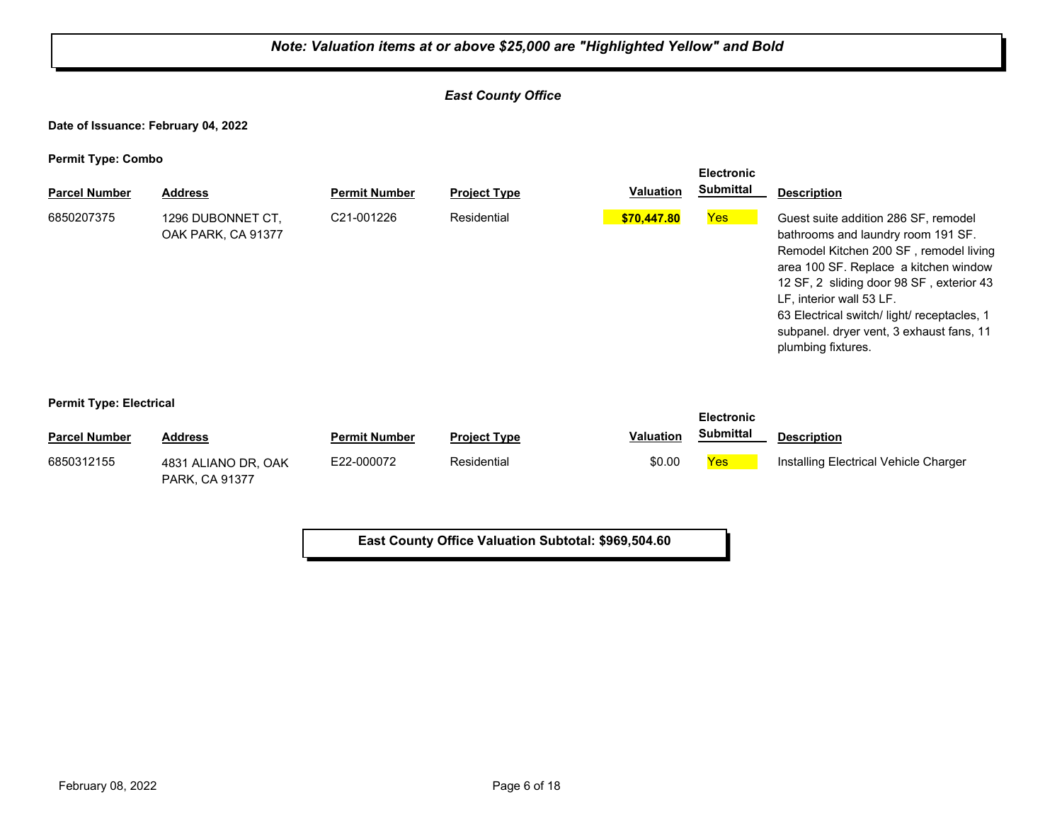**_Note: Valuation items at or above $25,000 are "Highlighted Yellow" and Bold_**

***East County Office***

**Date of Issuance: February 04, 2022**

**Permit Type: Combo**

| Parcel Number | Address | Permit Number | Project Type | Valuation | Electronic Submittal | Description |
|---|---|---|---|---|---|---|
| 6850207375 | 1296 DUBONNET CT, OAK PARK, CA 91377 | C21-001226 | Residential | **$70,447.80** | Yes | Guest suite addition 286 SF, remodel bathrooms and laundry room 191 SF. Remodel Kitchen 200 SF , remodel living area 100 SF. Replace a kitchen window 12 SF, 2 sliding door 98 SF , exterior 43 LF, interior wall 53 LF. 63 Electrical switch/ light/ receptacles, 1 subpanel. dryer vent, 3 exhaust fans, 11 plumbing fixtures. |

**Permit Type: Electrical**

| Parcel Number | Address | Permit Number | Project Type | Valuation | Electronic Submittal | Description |
|---|---|---|---|---|---|---|
| 6850312155 | 4831 ALIANO DR, OAK PARK, CA 91377 | E22-000072 | Residential | $0.00 | Yes | Installing Electrical Vehicle Charger |

**East County Office Valuation Subtotal: $969,504.60**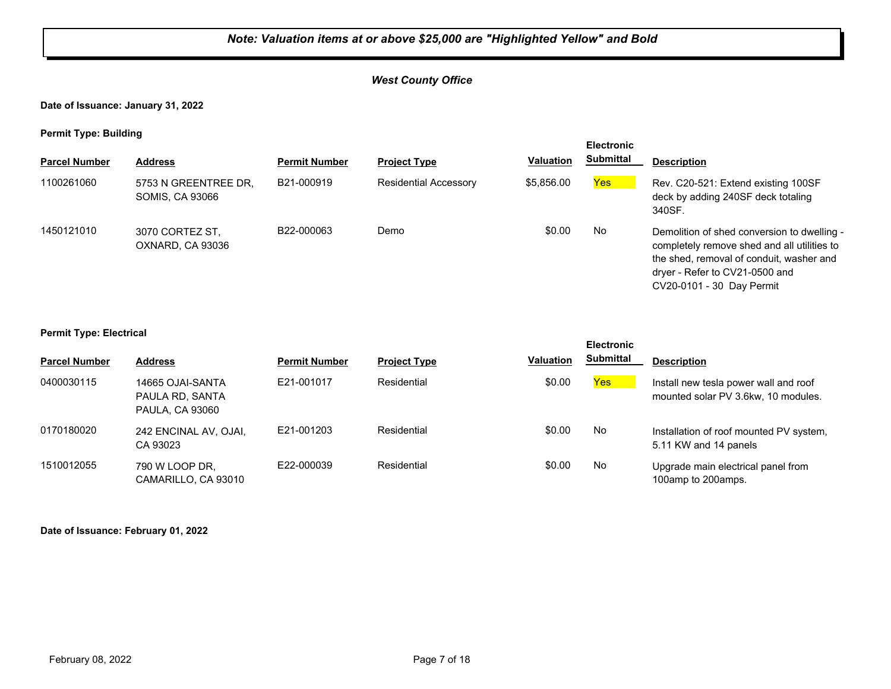*Note: Valuation items at or above $25,000 are "Highlighted Yellow" and Bold*

***West County Office***

**Date of Issuance: January 31, 2022**

**Permit Type: Building**

| Parcel Number | Address | Permit Number | Project Type | Valuation | Electronic Submittal | Description |
|---|---|---|---|---|---|---|
| 1100261060 | 5753 N GREENTREE DR, SOMIS, CA 93066 | B21-000919 | Residential Accessory | $5,856.00 | Yes | Rev. C20-521: Extend existing 100SF deck by adding 240SF deck totaling 340SF. |
| 1450121010 | 3070 CORTEZ ST, OXNARD, CA 93036 | B22-000063 | Demo | $0.00 | No | Demolition of shed conversion to dwelling - completely remove shed and all utilities to the shed, removal of conduit, washer and dryer - Refer to CV21-0500 and CV20-0101 - 30 Day Permit |

**Permit Type: Electrical**

| Parcel Number | Address | Permit Number | Project Type | Valuation | Electronic Submittal | Description |
|---|---|---|---|---|---|---|
| 0400030115 | 14665 OJAI-SANTA PAULA RD, SANTA PAULA, CA 93060 | E21-001017 | Residential | $0.00 | Yes | Install new tesla power wall and roof mounted solar PV 3.6kw, 10 modules. |
| 0170180020 | 242 ENCINAL AV, OJAI, CA 93023 | E21-001203 | Residential | $0.00 | No | Installation of roof mounted PV system, 5.11 KW and 14 panels |
| 1510012055 | 790 W LOOP DR, CAMARILLO, CA 93010 | E22-000039 | Residential | $0.00 | No | Upgrade main electrical panel from 100amp to 200amps. |

**Date of Issuance: February 01, 2022**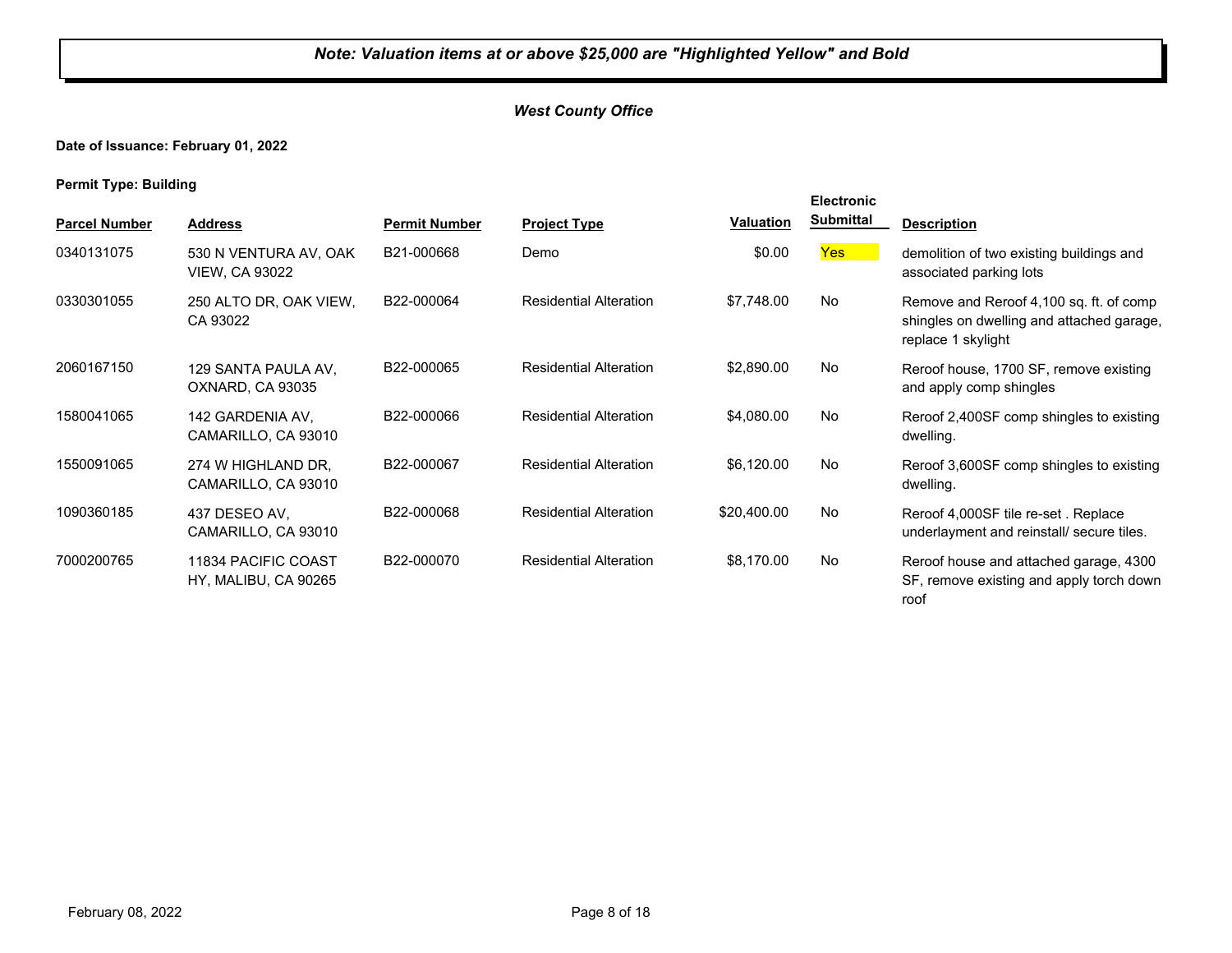***Note: Valuation items at or above $25,000 are "Highlighted Yellow" and Bold***

***West County Office***

**Date of Issuance: February 01, 2022**

**Permit Type: Building**

| Parcel Number | Address | Permit Number | Project Type | Valuation | Electronic Submittal | Description |
|---|---|---|---|---|---|---|
| 0340131075 | 530 N VENTURA AV, OAK VIEW, CA 93022 | B21-000668 | Demo | $0.00 | Yes | demolition of two existing buildings and associated parking lots |
| 0330301055 | 250 ALTO DR, OAK VIEW, CA 93022 | B22-000064 | Residential Alteration | $7,748.00 | No | Remove and Reroof 4,100 sq. ft. of comp shingles on dwelling and attached garage, replace 1 skylight |
| 2060167150 | 129 SANTA PAULA AV, OXNARD, CA 93035 | B22-000065 | Residential Alteration | $2,890.00 | No | Reroof house, 1700 SF, remove existing and apply comp shingles |
| 1580041065 | 142 GARDENIA AV, CAMARILLO, CA 93010 | B22-000066 | Residential Alteration | $4,080.00 | No | Reroof 2,400SF comp shingles to existing dwelling. |
| 1550091065 | 274 W HIGHLAND DR, CAMARILLO, CA 93010 | B22-000067 | Residential Alteration | $6,120.00 | No | Reroof 3,600SF comp shingles to existing dwelling. |
| 1090360185 | 437 DESEO AV, CAMARILLO, CA 93010 | B22-000068 | Residential Alteration | $20,400.00 | No | Reroof 4,000SF tile re-set . Replace underlayment and reinstall/ secure tiles. |
| 7000200765 | 11834 PACIFIC COAST HY, MALIBU, CA 90265 | B22-000070 | Residential Alteration | $8,170.00 | No | Reroof house and attached garage, 4300 SF, remove existing and apply torch down roof |

February 08, 2022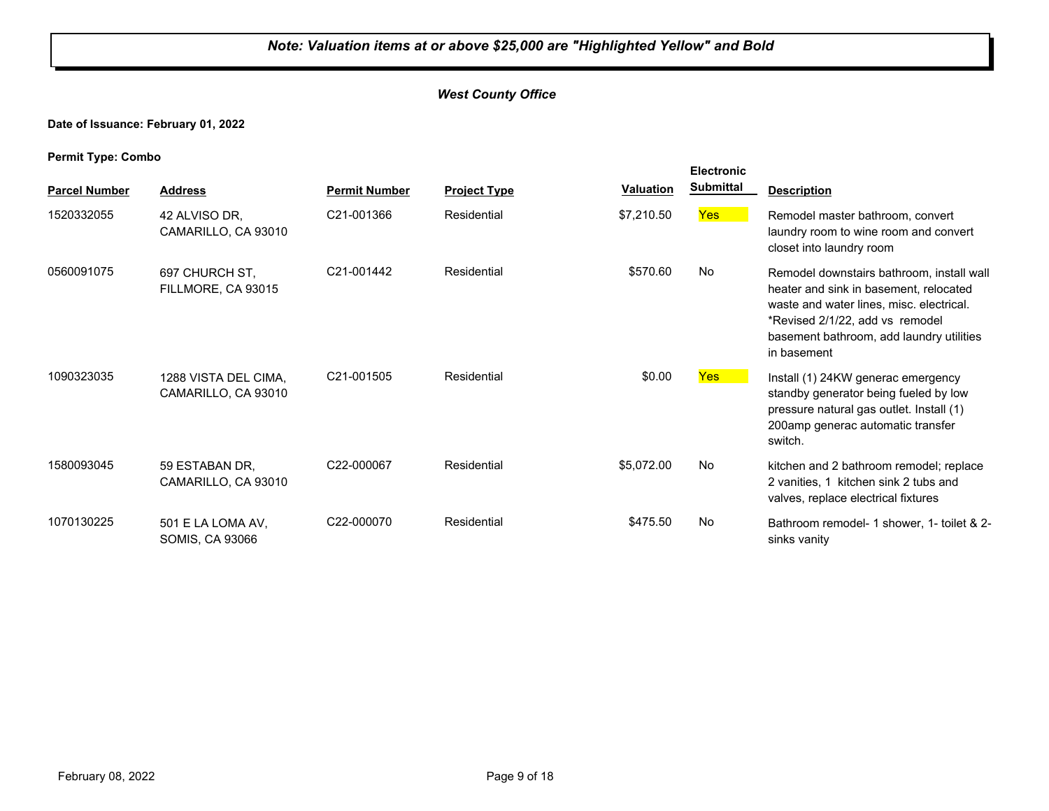***Note: Valuation items at or above $25,000 are "Highlighted Yellow" and Bold***

***West County Office***

**Date of Issuance: February 01, 2022**

**Permit Type: Combo**

| Parcel Number | Address | Permit Number | Project Type | Valuation | Electronic Submittal | Description |
|---|---|---|---|---|---|---|
| 1520332055 | 42 ALVISO DR, CAMARILLO, CA 93010 | C21-001366 | Residential | $7,210.50 | Yes | Remodel master bathroom, convert laundry room to wine room and convert closet into laundry room |
| 0560091075 | 697 CHURCH ST, FILLMORE, CA 93015 | C21-001442 | Residential | $570.60 | No | Remodel downstairs bathroom, install wall heater and sink in basement, relocated waste and water lines, misc. electrical. *Revised 2/1/22, add vs remodel basement bathroom, add laundry utilities in basement |
| 1090323035 | 1288 VISTA DEL CIMA, CAMARILLO, CA 93010 | C21-001505 | Residential | $0.00 | Yes | Install (1) 24KW generac emergency standby generator being fueled by low pressure natural gas outlet. Install (1) 200amp generac automatic transfer switch. |
| 1580093045 | 59 ESTABAN DR, CAMARILLO, CA 93010 | C22-000067 | Residential | $5,072.00 | No | kitchen and 2 bathroom remodel; replace 2 vanities, 1 kitchen sink 2 tubs and valves, replace electrical fixtures |
| 1070130225 | 501 E LA LOMA AV, SOMIS, CA 93066 | C22-000070 | Residential | $475.50 | No | Bathroom remodel- 1 shower, 1- toilet & 2-sinks vanity |

February 08, 2022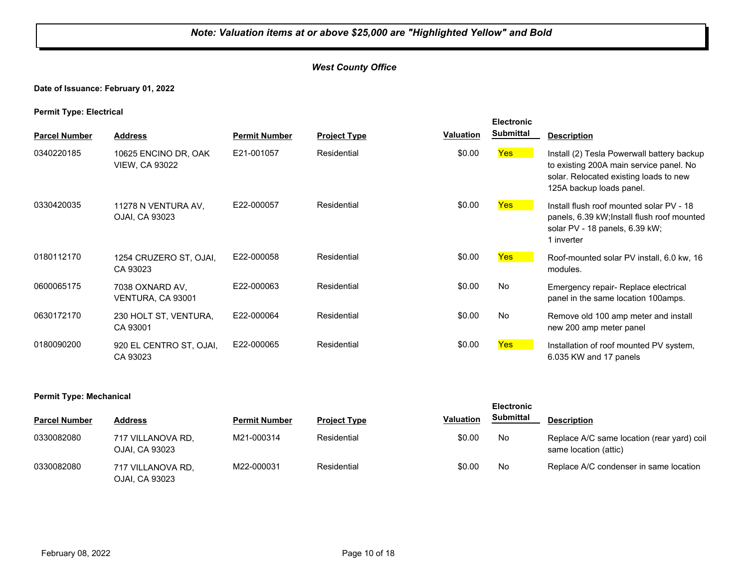***Note: Valuation items at or above $25,000 are "Highlighted Yellow" and Bold***

***West County Office***

**Date of Issuance: February 01, 2022**

**Permit Type: Electrical**

| Parcel Number | Address | Permit Number | Project Type | Valuation | Electronic Submittal | Description |
|---|---|---|---|---|---|---|
| 0340220185 | 10625 ENCINO DR, OAK VIEW, CA 93022 | E21-001057 | Residential | $0.00 | Yes | Install (2) Tesla Powerwall battery backup to existing 200A main service panel. No solar. Relocated existing loads to new 125A backup loads panel. |
| 0330420035 | 11278 N VENTURA AV, OJAI, CA 93023 | E22-000057 | Residential | $0.00 | Yes | Install flush roof mounted solar PV - 18 panels, 6.39 kW;Install flush roof mounted solar PV - 18 panels, 6.39 kW; 1 inverter |
| 0180112170 | 1254 CRUZERO ST, OJAI, CA 93023 | E22-000058 | Residential | $0.00 | Yes | Roof-mounted solar PV install, 6.0 kw, 16 modules. |
| 0600065175 | 7038 OXNARD AV, VENTURA, CA 93001 | E22-000063 | Residential | $0.00 | No | Emergency repair- Replace electrical panel in the same location 100amps. |
| 0630172170 | 230 HOLT ST, VENTURA, CA 93001 | E22-000064 | Residential | $0.00 | No | Remove old 100 amp meter and install new 200 amp meter panel |
| 0180090200 | 920 EL CENTRO ST, OJAI, CA 93023 | E22-000065 | Residential | $0.00 | Yes | Installation of roof mounted PV system, 6.035 KW and 17 panels |

**Permit Type: Mechanical**

| Parcel Number | Address | Permit Number | Project Type | Valuation | Electronic Submittal | Description |
|---|---|---|---|---|---|---|
| 0330082080 | 717 VILLANOVA RD, OJAI, CA 93023 | M21-000314 | Residential | $0.00 | No | Replace A/C same location (rear yard) coil same location (attic) |
| 0330082080 | 717 VILLANOVA RD, OJAI, CA 93023 | M22-000031 | Residential | $0.00 | No | Replace A/C condenser in same location |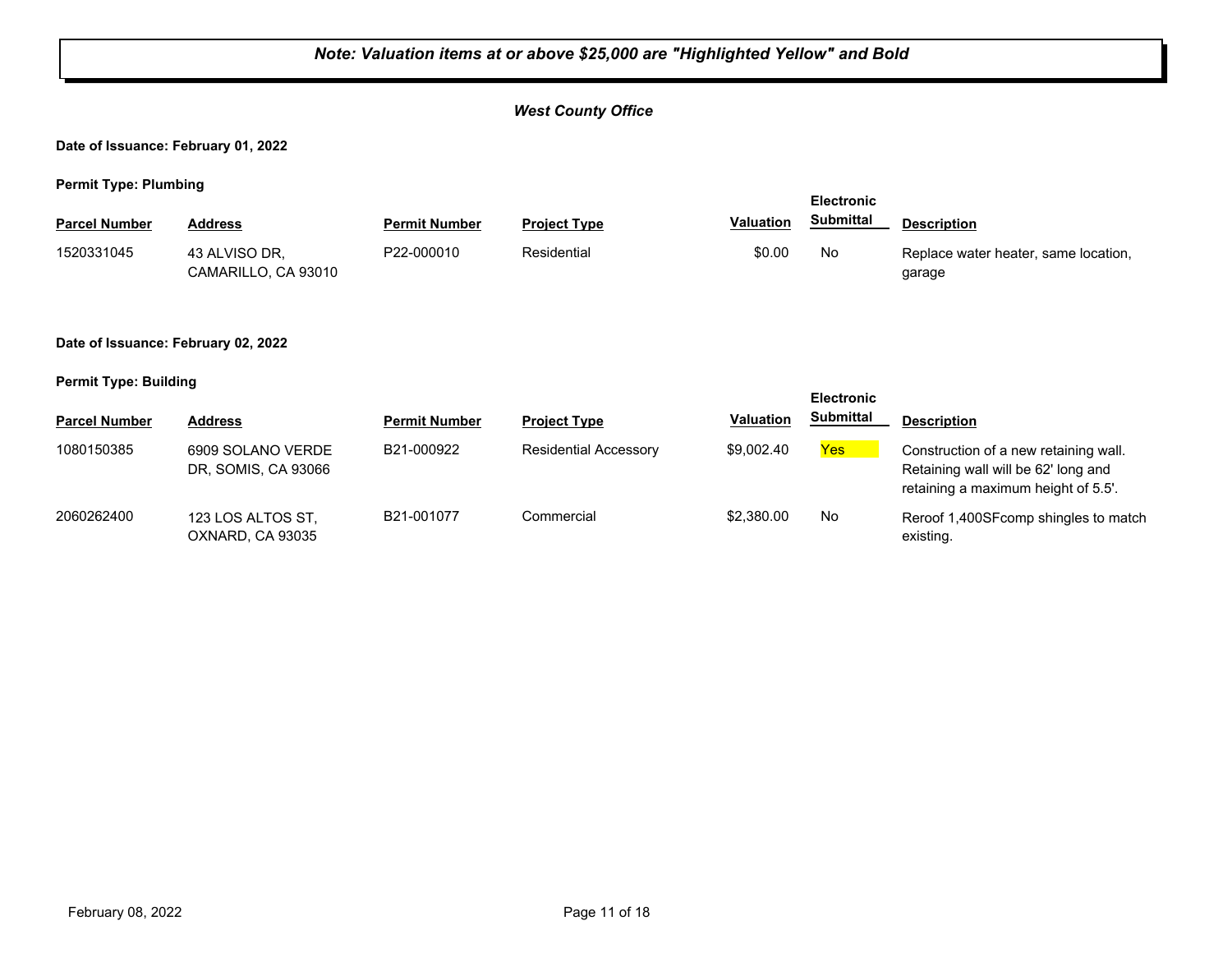***Note: Valuation items at or above $25,000 are "Highlighted Yellow" and Bold***

***West County Office***

**Date of Issuance: February 01, 2022**

**Permit Type: Plumbing**

| Parcel Number | Address | Permit Number | Project Type | Valuation | Electronic Submittal | Description |
|---|---|---|---|---|---|---|
| 1520331045 | 43 ALVISO DR, CAMARILLO, CA 93010 | P22-000010 | Residential | $0.00 | No | Replace water heater, same location, garage |

**Date of Issuance: February 02, 2022**

**Permit Type: Building**

| Parcel Number | Address | Permit Number | Project Type | Valuation | Electronic Submittal | Description |
|---|---|---|---|---|---|---|
| 1080150385 | 6909 SOLANO VERDE DR, SOMIS, CA 93066 | B21-000922 | Residential Accessory | $9,002.40 | Yes | Construction of a new retaining wall. Retaining wall will be 62' long and retaining a maximum height of 5.5'. |
| 2060262400 | 123 LOS ALTOS ST, OXNARD, CA 93035 | B21-001077 | Commercial | $2,380.00 | No | Reroof 1,400SFcomp shingles to match existing. |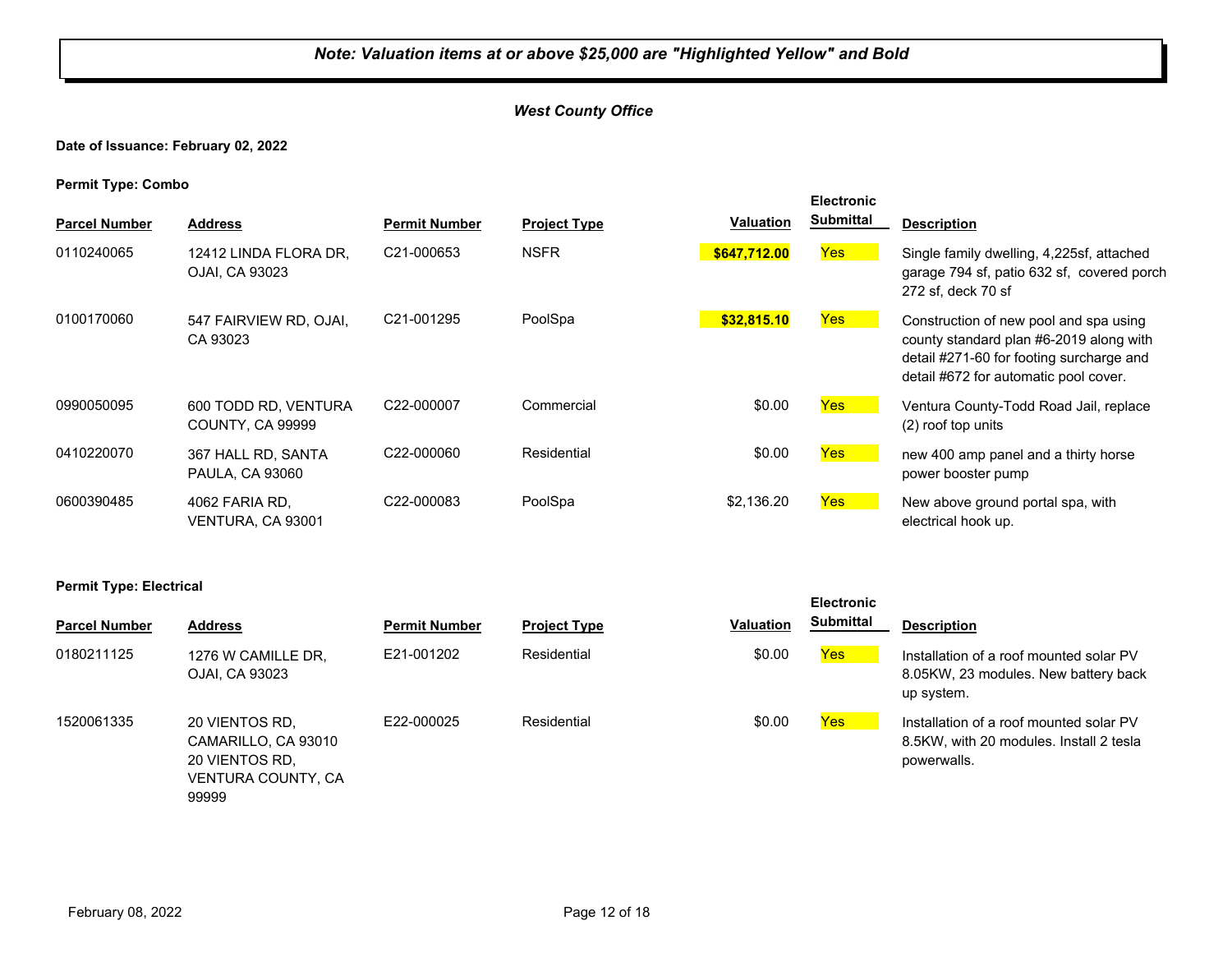***Note: Valuation items at or above $25,000 are "Highlighted Yellow" and Bold***

***West County Office***

**Date of Issuance: February 02, 2022**

**Permit Type: Combo**

| Parcel Number | Address | Permit Number | Project Type | Valuation | Electronic Submittal | Description |
|---|---|---|---|---|---|---|
| 0110240065 | 12412 LINDA FLORA DR, OJAI, CA 93023 | C21-000653 | NSFR | **$647,712.00** | Yes | Single family dwelling, 4,225sf, attached garage 794 sf, patio 632 sf, covered porch 272 sf, deck 70 sf |
| 0100170060 | 547 FAIRVIEW RD, OJAI, CA 93023 | C21-001295 | PoolSpa | **$32,815.10** | Yes | Construction of new pool and spa using county standard plan #6-2019 along with detail #271-60 for footing surcharge and detail #672 for automatic pool cover. |
| 0990050095 | 600 TODD RD, VENTURA COUNTY, CA 99999 | C22-000007 | Commercial | $0.00 | Yes | Ventura County-Todd Road Jail, replace (2) roof top units |
| 0410220070 | 367 HALL RD, SANTA PAULA, CA 93060 | C22-000060 | Residential | $0.00 | Yes | new 400 amp panel and a thirty horse power booster pump |
| 0600390485 | 4062 FARIA RD, VENTURA, CA 93001 | C22-000083 | PoolSpa | $2,136.20 | Yes | New above ground portal spa, with electrical hook up. |

**Permit Type: Electrical**

| Parcel Number | Address | Permit Number | Project Type | Valuation | Electronic Submittal | Description |
|---|---|---|---|---|---|---|
| 0180211125 | 1276 W CAMILLE DR, OJAI, CA 93023 | E21-001202 | Residential | $0.00 | Yes | Installation of a roof mounted solar PV 8.05KW, 23 modules. New battery back up system. |
| 1520061335 | 20 VIENTOS RD, CAMARILLO, CA 93010 20 VIENTOS RD, VENTURA COUNTY, CA 99999 | E22-000025 | Residential | $0.00 | Yes | Installation of a roof mounted solar PV 8.5KW, with 20 modules. Install 2 tesla powerwalls. |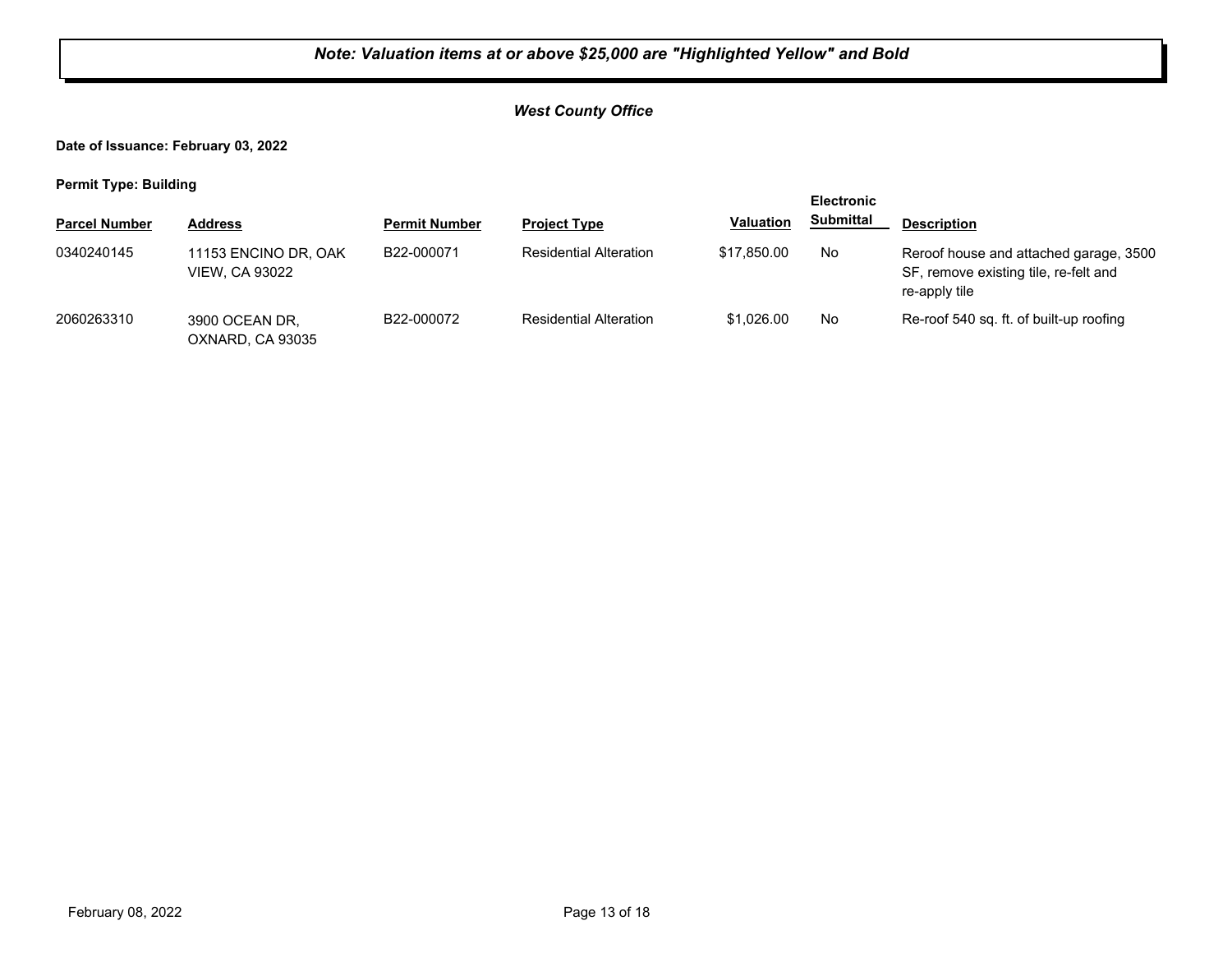***Note: Valuation items at or above $25,000 are "Highlighted Yellow" and Bold***

***West County Office***

**Date of Issuance: February 03, 2022**

**Permit Type: Building**

| Parcel Number | Address | Permit Number | Project Type | Valuation | Electronic Submittal | Description |
|---|---|---|---|---|---|---|
| 0340240145 | 11153 ENCINO DR, OAK VIEW, CA 93022 | B22-000071 | Residential Alteration | $17,850.00 | No | Reroof house and attached garage, 3500 SF, remove existing tile, re-felt and re-apply tile |
| 2060263310 | 3900 OCEAN DR, OXNARD, CA 93035 | B22-000072 | Residential Alteration | $1,026.00 | No | Re-roof 540 sq. ft. of built-up roofing |

February 08, 2022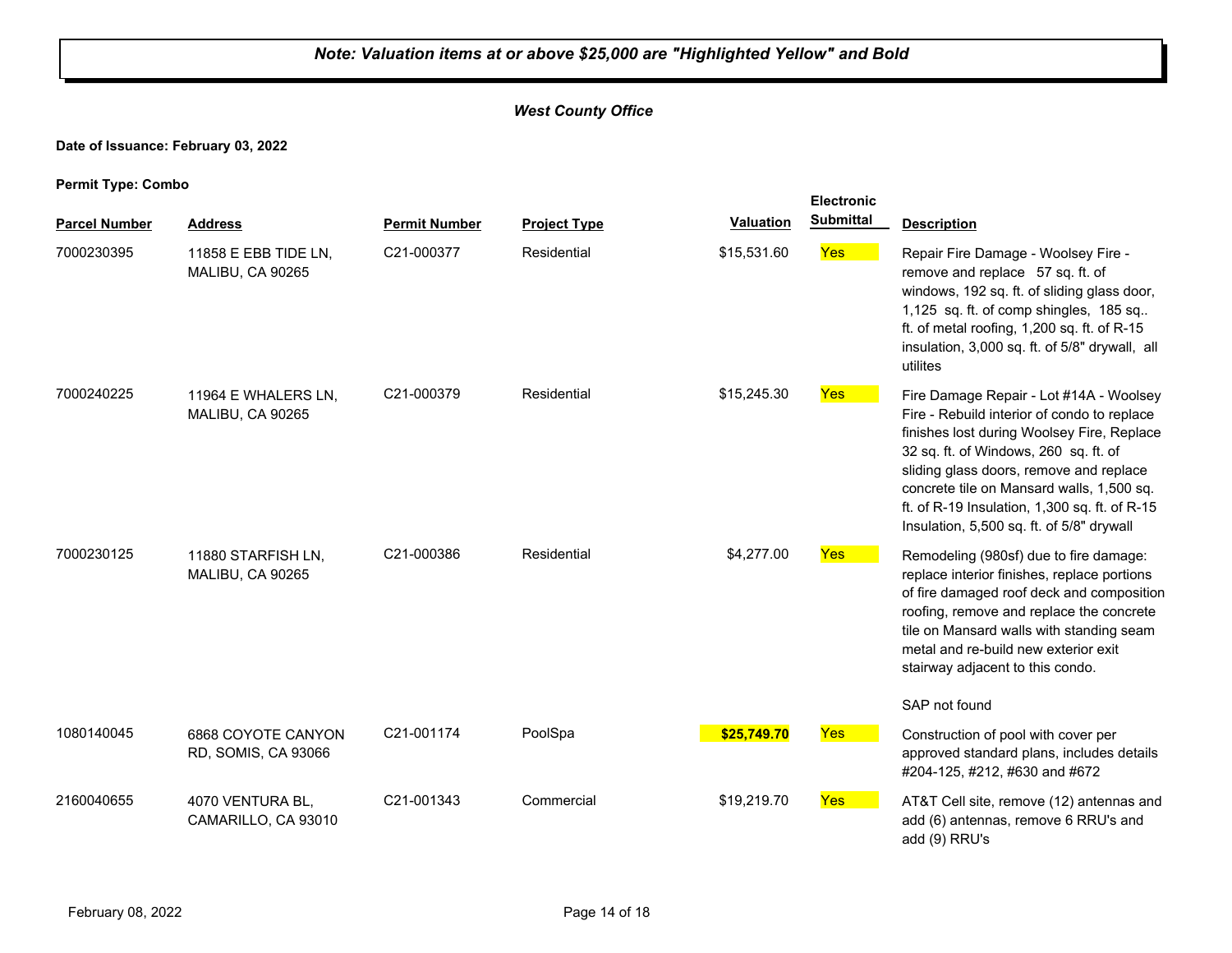***Note: Valuation items at or above $25,000 are "Highlighted Yellow" and Bold***

***West County Office***

**Date of Issuance: February 03, 2022**

**Permit Type: Combo**

| Parcel Number | Address | Permit Number | Project Type | Valuation | Electronic Submittal | Description |
|---|---|---|---|---|---|---|
| 7000230395 | 11858 E EBB TIDE LN, MALIBU, CA 90265 | C21-000377 | Residential | $15,531.60 | Yes | Repair Fire Damage - Woolsey Fire - remove and replace 57 sq. ft. of windows, 192 sq. ft. of sliding glass door, 1,125 sq. ft. of comp shingles, 185 sq.. ft. of metal roofing, 1,200 sq. ft. of R-15 insulation, 3,000 sq. ft. of 5/8" drywall, all utilites |
| 7000240225 | 11964 E WHALERS LN, MALIBU, CA 90265 | C21-000379 | Residential | $15,245.30 | Yes | Fire Damage Repair - Lot #14A - Woolsey Fire - Rebuild interior of condo to replace finishes lost during Woolsey Fire, Replace 32 sq. ft. of Windows, 260 sq. ft. of sliding glass doors, remove and replace concrete tile on Mansard walls, 1,500 sq. ft. of R-19 Insulation, 1,300 sq. ft. of R-15 Insulation, 5,500 sq. ft. of 5/8" drywall |
| 7000230125 | 11880 STARFISH LN, MALIBU, CA 90265 | C21-000386 | Residential | $4,277.00 | Yes | Remodeling (980sf) due to fire damage: replace interior finishes, replace portions of fire damaged roof deck and composition roofing, remove and replace the concrete tile on Mansard walls with standing seam metal and re-build new exterior exit stairway adjacent to this condo. SAP not found |
| 1080140045 | 6868 COYOTE CANYON RD, SOMIS, CA 93066 | C21-001174 | PoolSpa | **$25,749.70** | Yes | Construction of pool with cover per approved standard plans, includes details #204-125, #212, #630 and #672 |
| 2160040655 | 4070 VENTURA BL, CAMARILLO, CA 93010 | C21-001343 | Commercial | $19,219.70 | Yes | AT&T Cell site, remove (12) antennas and add (6) antennas, remove 6 RRU's and add (9) RRU's |

February 08, 2022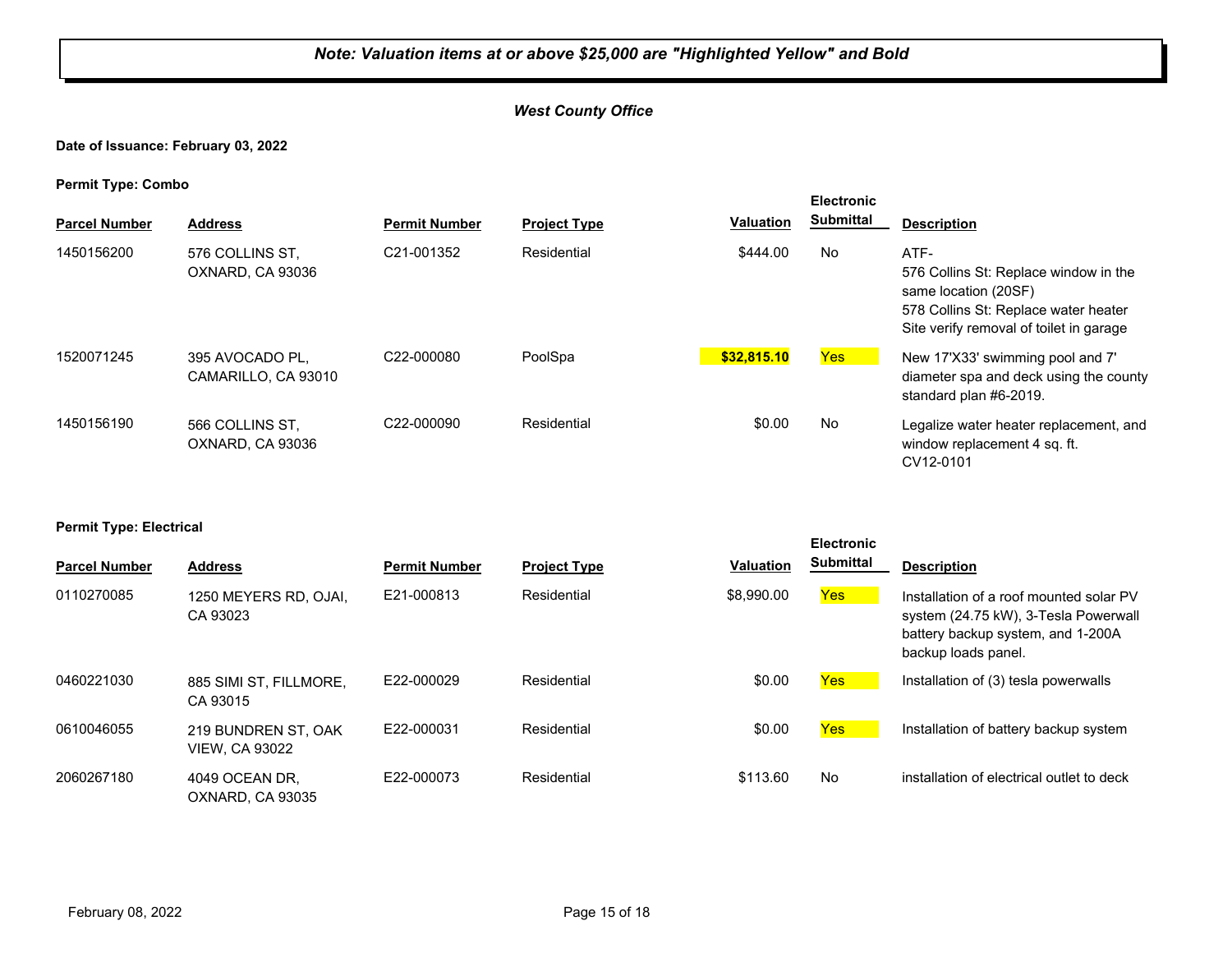***Note: Valuation items at or above $25,000 are "Highlighted Yellow" and Bold***

***West County Office***

**Date of Issuance: February 03, 2022**

**Permit Type: Combo**

| Parcel Number | Address | Permit Number | Project Type | Valuation | Electronic Submittal | Description |
|---|---|---|---|---|---|---|
| 1450156200 | 576 COLLINS ST, OXNARD, CA 93036 | C21-001352 | Residential | $444.00 | No | ATF-<br>576 Collins St: Replace window in the same location (20SF)<br>578 Collins St: Replace water heater<br>Site verify removal of toilet in garage |
| 1520071245 | 395 AVOCADO PL, CAMARILLO, CA 93010 | C22-000080 | PoolSpa | **$32,815.10** | Yes | New 17'X33' swimming pool and 7' diameter spa and deck using the county standard plan #6-2019. |
| 1450156190 | 566 COLLINS ST, OXNARD, CA 93036 | C22-000090 | Residential | $0.00 | No | Legalize water heater replacement, and window replacement 4 sq. ft. CV12-0101 |

**Permit Type: Electrical**

| Parcel Number | Address | Permit Number | Project Type | Valuation | Electronic Submittal | Description |
|---|---|---|---|---|---|---|
| 0110270085 | 1250 MEYERS RD, OJAI, CA 93023 | E21-000813 | Residential | $8,990.00 | Yes | Installation of a roof mounted solar PV system (24.75 kW), 3-Tesla Powerwall battery backup system, and 1-200A backup loads panel. |
| 0460221030 | 885 SIMI ST, FILLMORE, CA 93015 | E22-000029 | Residential | $0.00 | Yes | Installation of (3) tesla powerwalls |
| 0610046055 | 219 BUNDREN ST, OAK VIEW, CA 93022 | E22-000031 | Residential | $0.00 | Yes | Installation of battery backup system |
| 2060267180 | 4049 OCEAN DR, OXNARD, CA 93035 | E22-000073 | Residential | $113.60 | No | installation of electrical outlet to deck |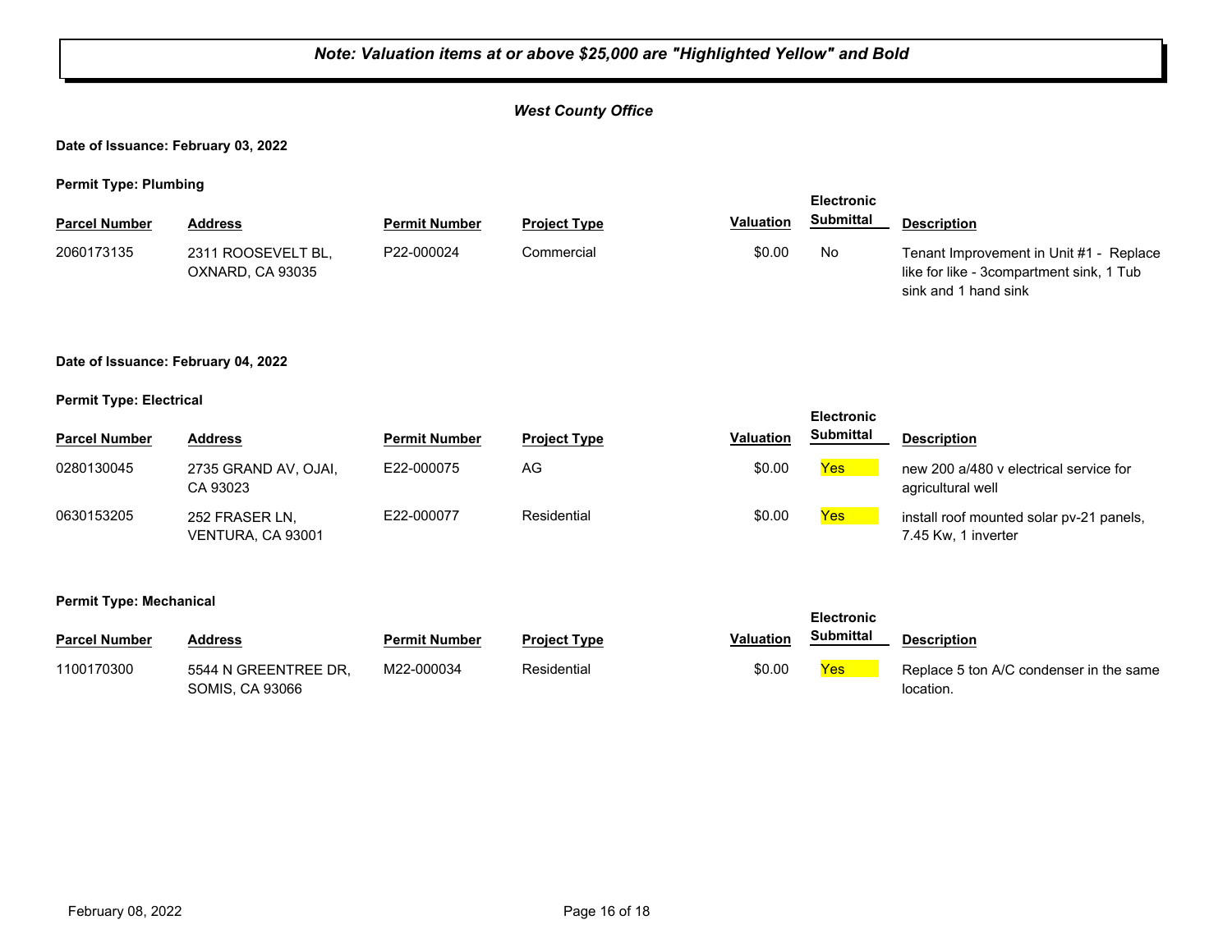***Note: Valuation items at or above $25,000 are "Highlighted Yellow" and Bold***

***West County Office***

**Date of Issuance: February 03, 2022**

**Permit Type: Plumbing**

| Parcel Number | Address | Permit Number | Project Type | Valuation | Electronic Submittal | Description |
|---|---|---|---|---|---|---|
| 2060173135 | 2311 ROOSEVELT BL, OXNARD, CA 93035 | P22-000024 | Commercial | $0.00 | No | Tenant Improvement in Unit #1 - Replace like for like - 3compartment sink, 1 Tub sink and 1 hand sink |

**Date of Issuance: February 04, 2022**

**Permit Type: Electrical**

| Parcel Number | Address | Permit Number | Project Type | Valuation | Electronic Submittal | Description |
|---|---|---|---|---|---|---|
| 0280130045 | 2735 GRAND AV, OJAI, CA 93023 | E22-000075 | AG | $0.00 | Yes | new 200 a/480 v electrical service for agricultural well |
| 0630153205 | 252 FRASER LN, VENTURA, CA 93001 | E22-000077 | Residential | $0.00 | Yes | install roof mounted solar pv-21 panels, 7.45 Kw, 1 inverter |

**Permit Type: Mechanical**

| Parcel Number | Address | Permit Number | Project Type | Valuation | Electronic Submittal | Description |
|---|---|---|---|---|---|---|
| 1100170300 | 5544 N GREENTREE DR, SOMIS, CA 93066 | M22-000034 | Residential | $0.00 | Yes | Replace 5 ton A/C condenser in the same location. |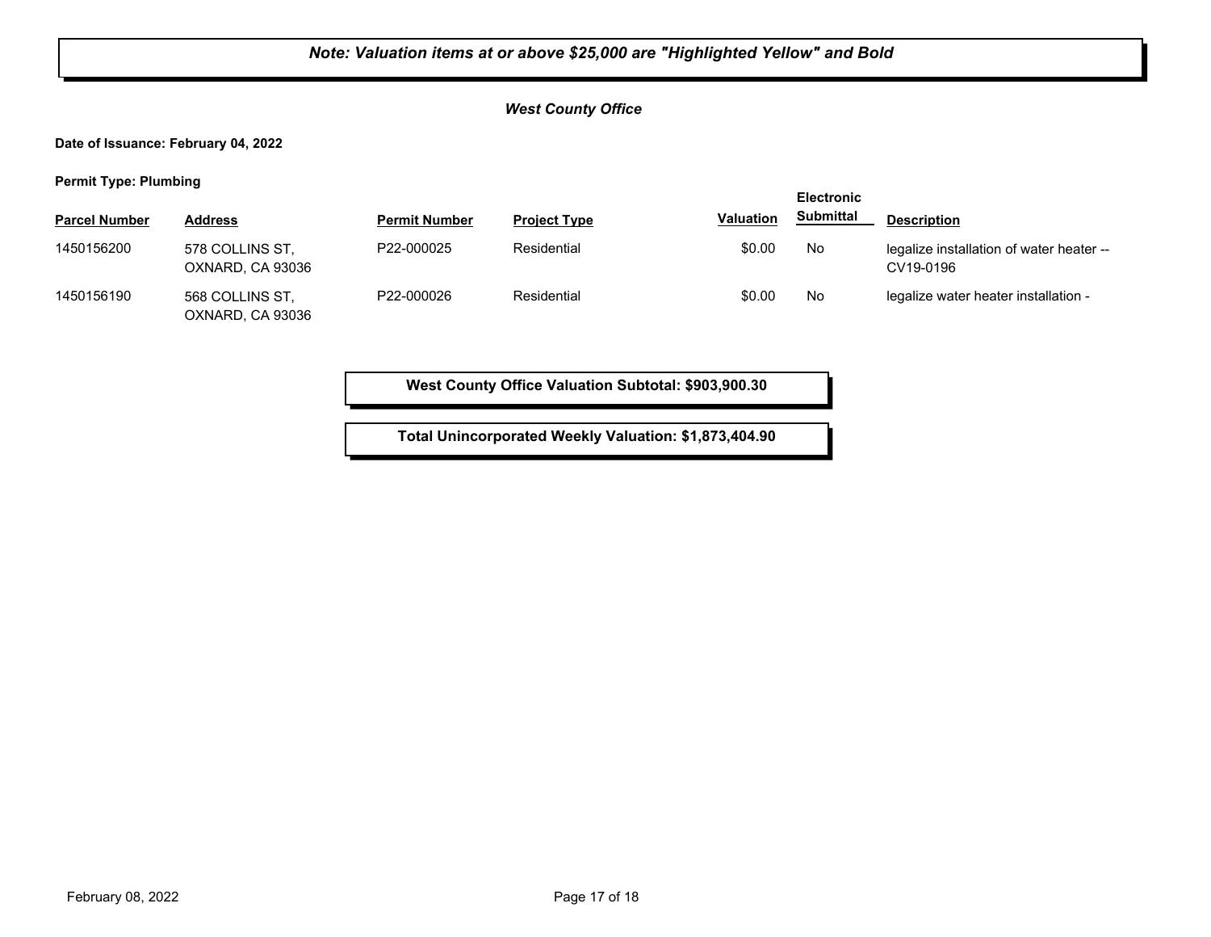**_Note: Valuation items at or above $25,000 are "Highlighted Yellow" and Bold_**

**_West County Office_**

**Date of Issuance: February 04, 2022**

**Permit Type: Plumbing**

| Parcel Number | Address | Permit Number | Project Type | Valuation | Electronic Submittal | Description |
|---|---|---|---|---|---|---|
| 1450156200 | 578 COLLINS ST, OXNARD, CA 93036 | P22-000025 | Residential | $0.00 | No | legalize installation of water heater -- CV19-0196 |
| 1450156190 | 568 COLLINS ST, OXNARD, CA 93036 | P22-000026 | Residential | $0.00 | No | legalize water heater installation - |

**West County Office Valuation Subtotal: $903,900.30**

**Total Unincorporated Weekly Valuation: $1,873,404.90**

February 08, 2022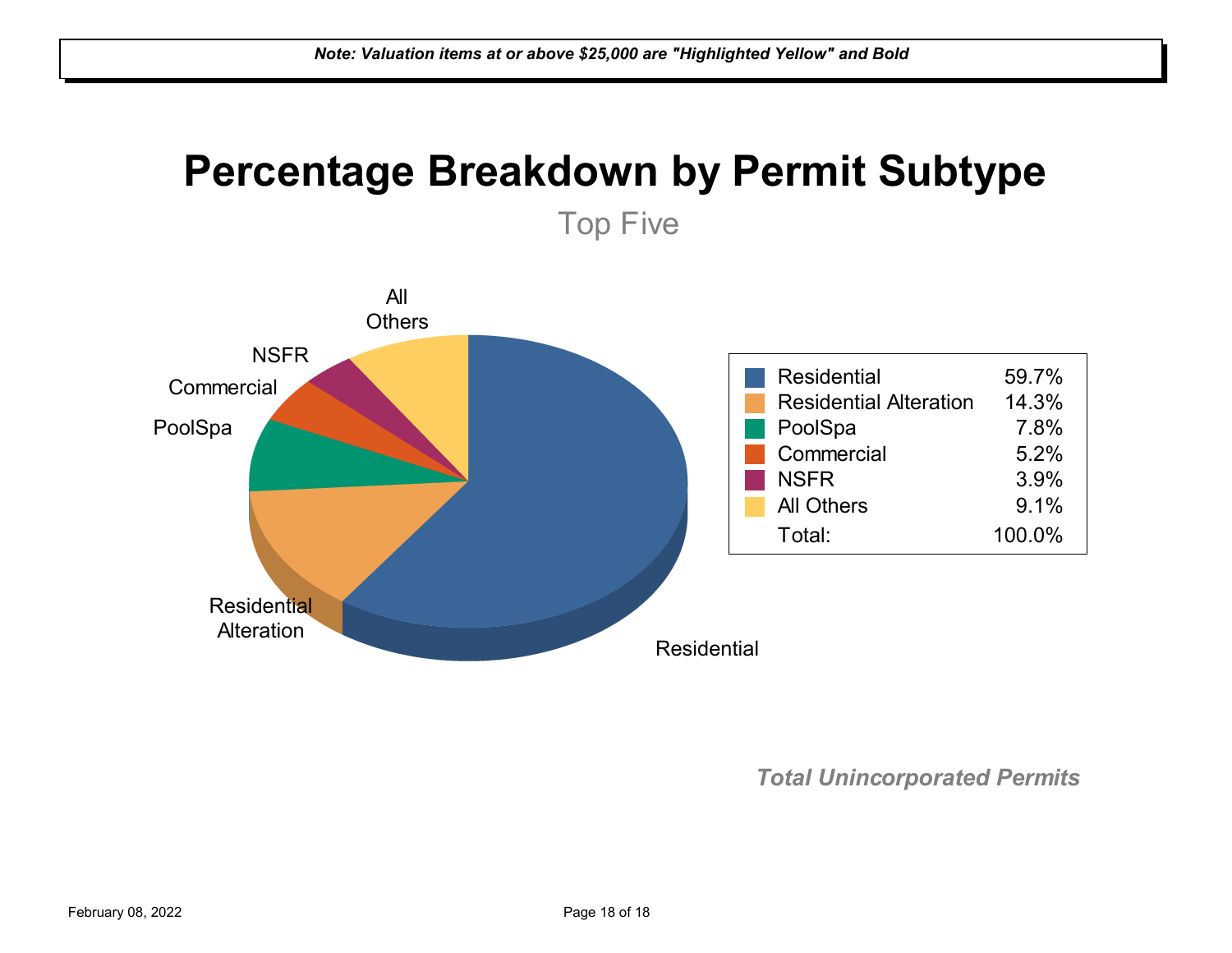**Note: Valuation items at or above $25,000 are "Highlighted Yellow" and Bold**

# Percentage Breakdown by Permit Subtype

Top Five

All Others
NSFR
Commercial
PoolSpa
Residential Alteration
Residential

Residential 59.7%
Residential Alteration 14.3%
PoolSpa 7.8%
Commercial 5.2%
NSFR 3.9%
All Others 9.1%
Total: 100.0%

***Total Unincorporated Permits***

February 08, 2022